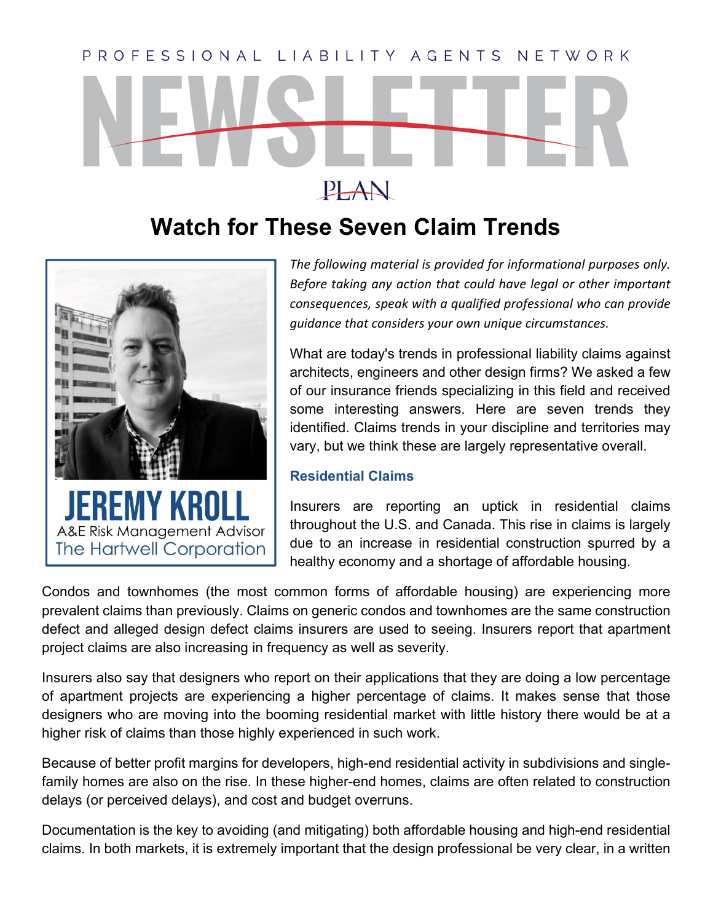PROFESSIONAL LIABILITY AGENTS NETWORK

# NEWSLETTER

PLAN

## Watch for These Seven Claim Trends

**JEREMY KROLL**
A&E Risk Management Advisor
The Hartwell Corporation

*The following material is provided for informational purposes only. Before taking any action that could have legal or other important consequences, speak with a qualified professional who can provide guidance that considers your own unique circumstances.*

What are today's trends in professional liability claims against architects, engineers and other design firms? We asked a few of our insurance friends specializing in this field and received some interesting answers. Here are seven trends they identified. Claims trends in your discipline and territories may vary, but we think these are largely representative overall.

### Residential Claims

Insurers are reporting an uptick in residential claims throughout the U.S. and Canada. This rise in claims is largely due to an increase in residential construction spurred by a healthy economy and a shortage of affordable housing.

Condos and townhomes (the most common forms of affordable housing) are experiencing more prevalent claims than previously. Claims on generic condos and townhomes are the same construction defect and alleged design defect claims insurers are used to seeing. Insurers report that apartment project claims are also increasing in frequency as well as severity.

Insurers also say that designers who report on their applications that they are doing a low percentage of apartment projects are experiencing a higher percentage of claims. It makes sense that those designers who are moving into the booming residential market with little history there would be at a higher risk of claims than those highly experienced in such work.

Because of better profit margins for developers, high-end residential activity in subdivisions and single-family homes are also on the rise. In these higher-end homes, claims are often related to construction delays (or perceived delays), and cost and budget overruns.

Documentation is the key to avoiding (and mitigating) both affordable housing and high-end residential claims. In both markets, it is extremely important that the design professional be very clear, in a written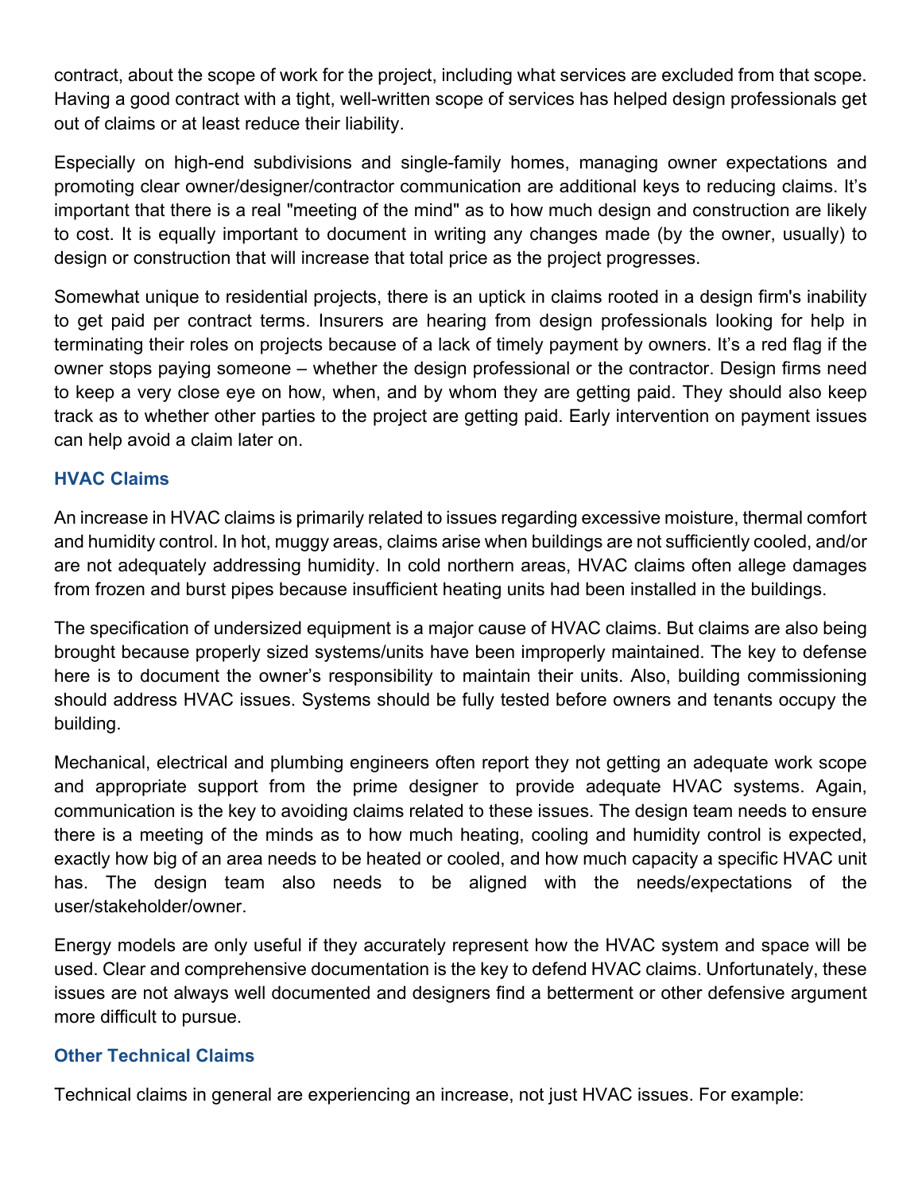contract, about the scope of work for the project, including what services are excluded from that scope. Having a good contract with a tight, well-written scope of services has helped design professionals get out of claims or at least reduce their liability.

Especially on high-end subdivisions and single-family homes, managing owner expectations and promoting clear owner/designer/contractor communication are additional keys to reducing claims. It's important that there is a real "meeting of the mind" as to how much design and construction are likely to cost. It is equally important to document in writing any changes made (by the owner, usually) to design or construction that will increase that total price as the project progresses.

Somewhat unique to residential projects, there is an uptick in claims rooted in a design firm's inability to get paid per contract terms. Insurers are hearing from design professionals looking for help in terminating their roles on projects because of a lack of timely payment by owners. It's a red flag if the owner stops paying someone – whether the design professional or the contractor. Design firms need to keep a very close eye on how, when, and by whom they are getting paid. They should also keep track as to whether other parties to the project are getting paid. Early intervention on payment issues can help avoid a claim later on.

### HVAC Claims

An increase in HVAC claims is primarily related to issues regarding excessive moisture, thermal comfort and humidity control. In hot, muggy areas, claims arise when buildings are not sufficiently cooled, and/or are not adequately addressing humidity. In cold northern areas, HVAC claims often allege damages from frozen and burst pipes because insufficient heating units had been installed in the buildings.

The specification of undersized equipment is a major cause of HVAC claims. But claims are also being brought because properly sized systems/units have been improperly maintained. The key to defense here is to document the owner's responsibility to maintain their units. Also, building commissioning should address HVAC issues. Systems should be fully tested before owners and tenants occupy the building.

Mechanical, electrical and plumbing engineers often report they not getting an adequate work scope and appropriate support from the prime designer to provide adequate HVAC systems. Again, communication is the key to avoiding claims related to these issues. The design team needs to ensure there is a meeting of the minds as to how much heating, cooling and humidity control is expected, exactly how big of an area needs to be heated or cooled, and how much capacity a specific HVAC unit has. The design team also needs to be aligned with the needs/expectations of the user/stakeholder/owner.

Energy models are only useful if they accurately represent how the HVAC system and space will be used. Clear and comprehensive documentation is the key to defend HVAC claims. Unfortunately, these issues are not always well documented and designers find a betterment or other defensive argument more difficult to pursue.

### Other Technical Claims

Technical claims in general are experiencing an increase, not just HVAC issues. For example: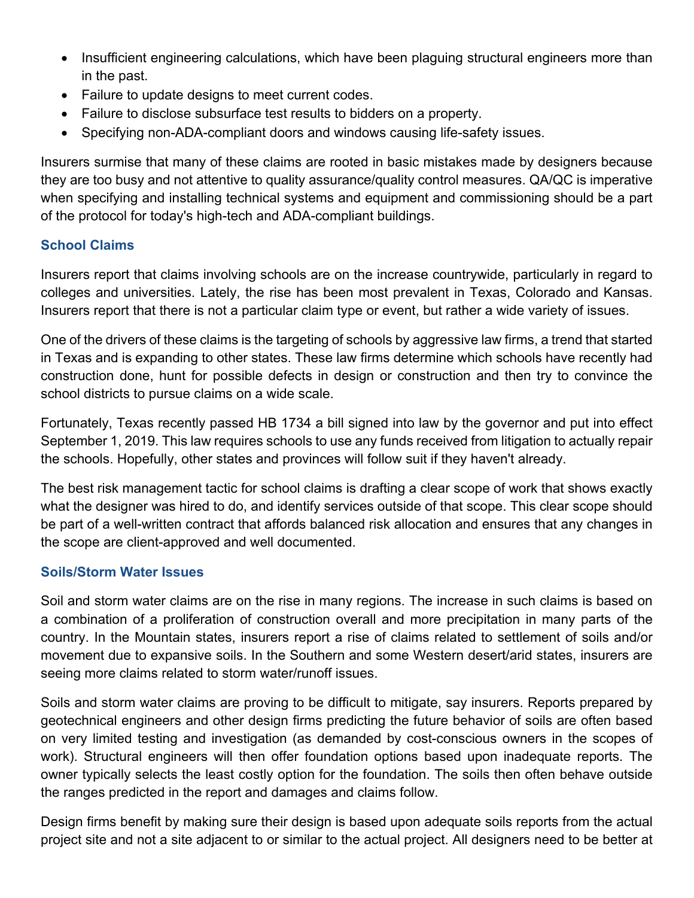- Insufficient engineering calculations, which have been plaguing structural engineers more than in the past.
- Failure to update designs to meet current codes.
- Failure to disclose subsurface test results to bidders on a property.
- Specifying non-ADA-compliant doors and windows causing life-safety issues.

Insurers surmise that many of these claims are rooted in basic mistakes made by designers because they are too busy and not attentive to quality assurance/quality control measures. QA/QC is imperative when specifying and installing technical systems and equipment and commissioning should be a part of the protocol for today's high-tech and ADA-compliant buildings.

### School Claims

Insurers report that claims involving schools are on the increase countrywide, particularly in regard to colleges and universities. Lately, the rise has been most prevalent in Texas, Colorado and Kansas. Insurers report that there is not a particular claim type or event, but rather a wide variety of issues.

One of the drivers of these claims is the targeting of schools by aggressive law firms, a trend that started in Texas and is expanding to other states. These law firms determine which schools have recently had construction done, hunt for possible defects in design or construction and then try to convince the school districts to pursue claims on a wide scale.

Fortunately, Texas recently passed HB 1734 a bill signed into law by the governor and put into effect September 1, 2019. This law requires schools to use any funds received from litigation to actually repair the schools. Hopefully, other states and provinces will follow suit if they haven't already.

The best risk management tactic for school claims is drafting a clear scope of work that shows exactly what the designer was hired to do, and identify services outside of that scope. This clear scope should be part of a well-written contract that affords balanced risk allocation and ensures that any changes in the scope are client-approved and well documented.

### Soils/Storm Water Issues

Soil and storm water claims are on the rise in many regions. The increase in such claims is based on a combination of a proliferation of construction overall and more precipitation in many parts of the country. In the Mountain states, insurers report a rise of claims related to settlement of soils and/or movement due to expansive soils. In the Southern and some Western desert/arid states, insurers are seeing more claims related to storm water/runoff issues.

Soils and storm water claims are proving to be difficult to mitigate, say insurers. Reports prepared by geotechnical engineers and other design firms predicting the future behavior of soils are often based on very limited testing and investigation (as demanded by cost-conscious owners in the scopes of work). Structural engineers will then offer foundation options based upon inadequate reports. The owner typically selects the least costly option for the foundation. The soils then often behave outside the ranges predicted in the report and damages and claims follow.

Design firms benefit by making sure their design is based upon adequate soils reports from the actual project site and not a site adjacent to or similar to the actual project. All designers need to be better at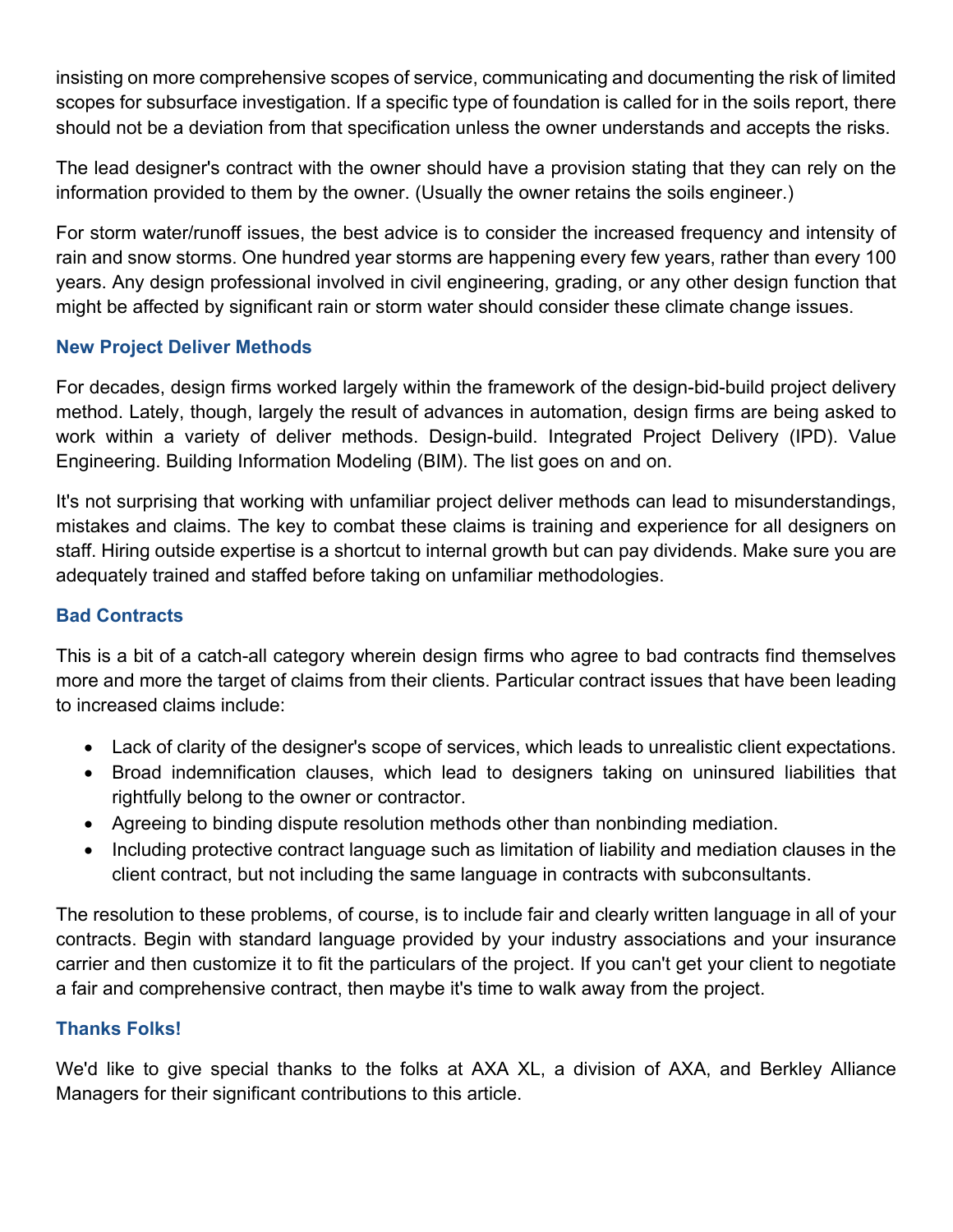insisting on more comprehensive scopes of service, communicating and documenting the risk of limited scopes for subsurface investigation. If a specific type of foundation is called for in the soils report, there should not be a deviation from that specification unless the owner understands and accepts the risks.

The lead designer's contract with the owner should have a provision stating that they can rely on the information provided to them by the owner. (Usually the owner retains the soils engineer.)

For storm water/runoff issues, the best advice is to consider the increased frequency and intensity of rain and snow storms. One hundred year storms are happening every few years, rather than every 100 years. Any design professional involved in civil engineering, grading, or any other design function that might be affected by significant rain or storm water should consider these climate change issues.

### New Project Deliver Methods

For decades, design firms worked largely within the framework of the design-bid-build project delivery method. Lately, though, largely the result of advances in automation, design firms are being asked to work within a variety of deliver methods. Design-build. Integrated Project Delivery (IPD). Value Engineering. Building Information Modeling (BIM). The list goes on and on.

It's not surprising that working with unfamiliar project deliver methods can lead to misunderstandings, mistakes and claims. The key to combat these claims is training and experience for all designers on staff. Hiring outside expertise is a shortcut to internal growth but can pay dividends. Make sure you are adequately trained and staffed before taking on unfamiliar methodologies.

### Bad Contracts

This is a bit of a catch-all category wherein design firms who agree to bad contracts find themselves more and more the target of claims from their clients. Particular contract issues that have been leading to increased claims include:

- Lack of clarity of the designer's scope of services, which leads to unrealistic client expectations.
- Broad indemnification clauses, which lead to designers taking on uninsured liabilities that rightfully belong to the owner or contractor.
- Agreeing to binding dispute resolution methods other than nonbinding mediation.
- Including protective contract language such as limitation of liability and mediation clauses in the client contract, but not including the same language in contracts with subconsultants.

The resolution to these problems, of course, is to include fair and clearly written language in all of your contracts. Begin with standard language provided by your industry associations and your insurance carrier and then customize it to fit the particulars of the project. If you can't get your client to negotiate a fair and comprehensive contract, then maybe it's time to walk away from the project.

### Thanks Folks!

We'd like to give special thanks to the folks at AXA XL, a division of AXA, and Berkley Alliance Managers for their significant contributions to this article.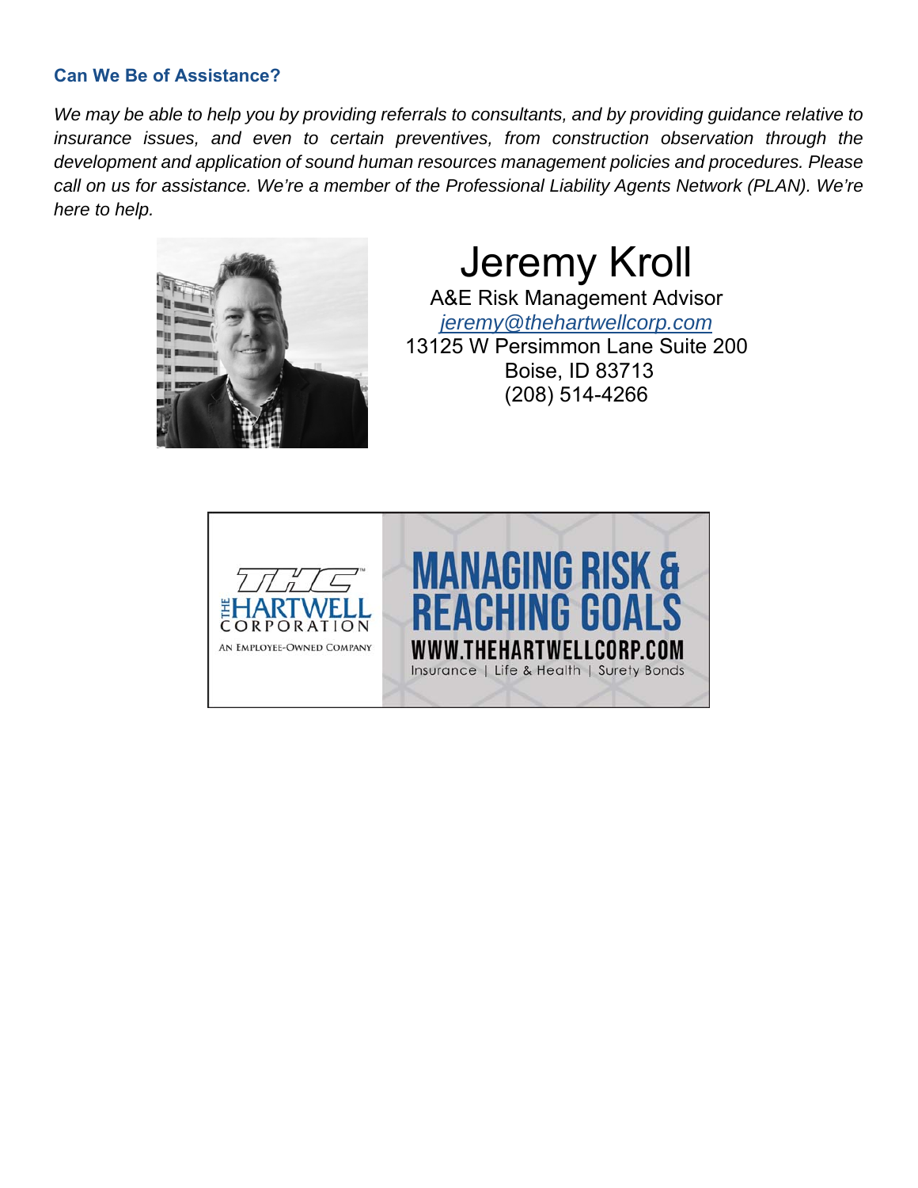### Can We Be of Assistance?

*We may be able to help you by providing referrals to consultants, and by providing guidance relative to insurance issues, and even to certain preventives, from construction observation through the development and application of sound human resources management policies and procedures. Please call on us for assistance. We're a member of the Professional Liability Agents Network (PLAN). We're here to help.*

# Jeremy Kroll

A&E Risk Management Advisor
*jeremy@thehartwellcorp.com*
13125 W Persimmon Lane Suite 200
Boise, ID 83713
(208) 514-4266

THC™
THE HARTWELL CORPORATION
AN EMPLOYEE-OWNED COMPANY

MANAGING RISK & REACHING GOALS
WWW.THEHARTWELLCORP.COM
Insurance | Life & Health | Surety Bonds